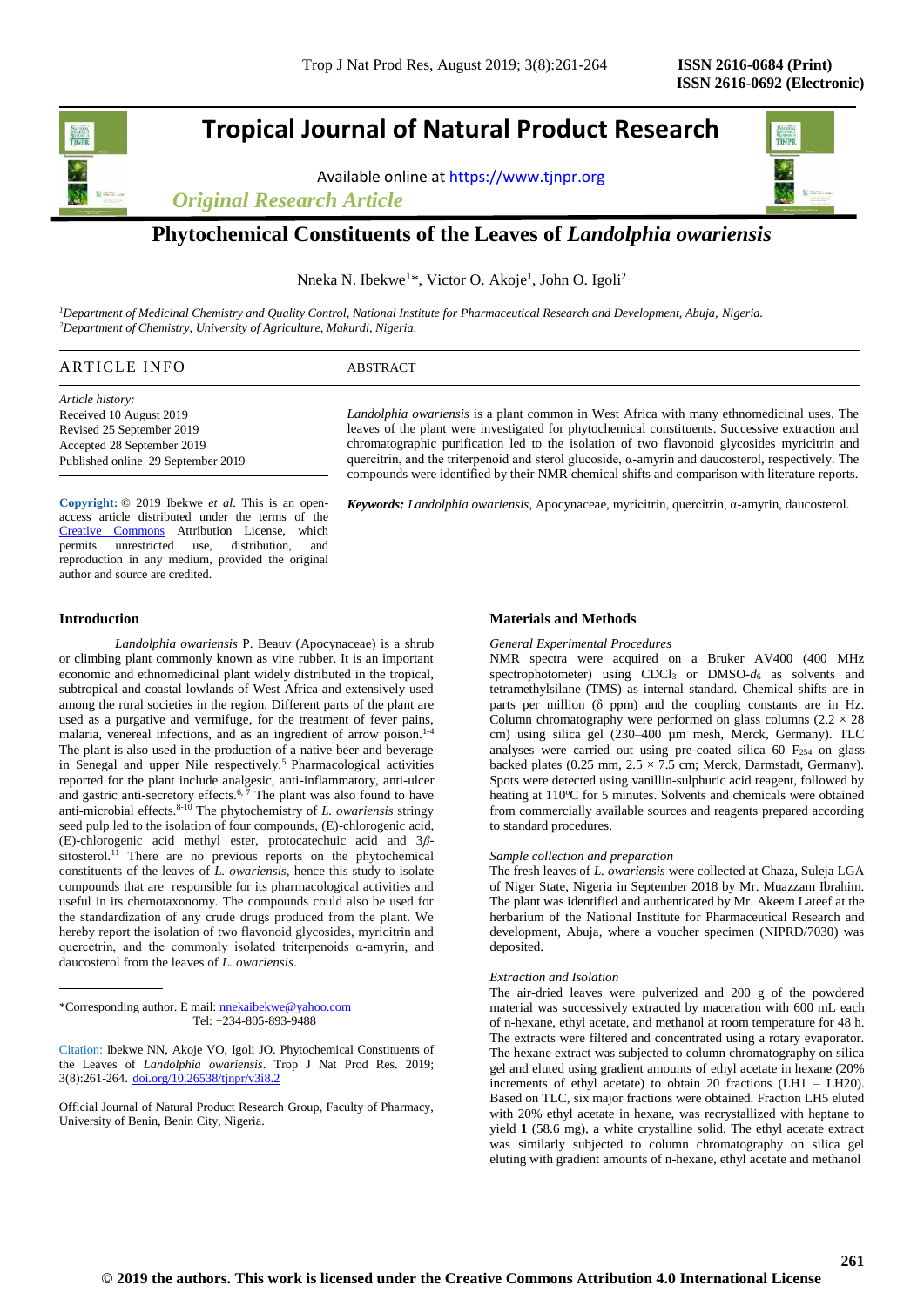**Tropical Journal of Natural Product Research**

Available online at https://www.tjnpr.org

*Original Research Article*

# Phytochemical Constituents of the Leaves of *Landolphia owariensis*

Nneka N. Ibekwe[1]*, Victor O. Akoje[1], John O. Igoli[2]

[1]*Department of Medicinal Chemistry and Quality Control, National Institute for Pharmaceutical Research and Development, Abuja, Nigeria.*
[2]*Department of Chemistry, University of Agriculture, Makurdi, Nigeria.*

## ARTICLE INFO

*Article history:*
Received 10 August 2019
Revised 25 September 2019
Accepted 28 September 2019
Published online 29 September 2019

**Copyright:** © 2019 Ibekwe *et al*. This is an open-access article distributed under the terms of the Creative Commons Attribution License, which permits unrestricted use, distribution, and reproduction in any medium, provided the original author and source are credited.

## ABSTRACT

*Landolphia owariensis* is a plant common in West Africa with many ethnomedicinal uses. The leaves of the plant were investigated for phytochemical constituents. Successive extraction and chromatographic purification led to the isolation of two flavonoid glycosides myricitrin and quercitrin, and the triterpenoid and sterol glucoside, α-amyrin and daucosterol, respectively. The compounds were identified by their NMR chemical shifts and comparison with literature reports.

***Keywords:*** *Landolphia owariensis*, Apocynaceae, myricitrin, quercitrin, α-amyrin, daucosterol.

## Introduction

*Landolphia owariensis* P. Beauv (Apocynaceae) is a shrub or climbing plant commonly known as vine rubber. It is an important economic and ethnomedicinal plant widely distributed in the tropical, subtropical and coastal lowlands of West Africa and extensively used among the rural societies in the region. Different parts of the plant are used as a purgative and vermifuge, for the treatment of fever pains, malaria, venereal infections, and as an ingredient of arrow poison.[1-4] The plant is also used in the production of a native beer and beverage in Senegal and upper Nile respectively.[5] Pharmacological activities reported for the plant include analgesic, anti-inflammatory, anti-ulcer and gastric anti-secretory effects.[6, 7] The plant was also found to have anti-microbial effects.[8-10] The phytochemistry of *L. owariensis* stringy seed pulp led to the isolation of four compounds, (E)-chlorogenic acid, (E)-chlorogenic acid methyl ester, protocatechuic acid and 3*β*-sitosterol.[11] There are no previous reports on the phytochemical constituents of the leaves of *L. owariensis*, hence this study to isolate compounds that are responsible for its pharmacological activities and useful in its chemotaxonomy. The compounds could also be used for the standardization of any crude drugs produced from the plant. We hereby report the isolation of two flavonoid glycosides, myricitrin and quercetrin, and the commonly isolated triterpenoids α-amyrin, and daucosterol from the leaves of *L. owariensis*.

*Corresponding author. E mail: nnekaibekwe@yahoo.com
Tel: +234-805-893-9488

Citation: Ibekwe NN, Akoje VO, Igoli JO. Phytochemical Constituents of the Leaves of *Landolphia owariensis*. Trop J Nat Prod Res. 2019; 3(8):261-264. doi.org/10.26538/tjnpr/v3i8.2

Official Journal of Natural Product Research Group, Faculty of Pharmacy, University of Benin, Benin City, Nigeria.

## Materials and Methods

*General Experimental Procedures*

NMR spectra were acquired on a Bruker AV400 (400 MHz spectrophotometer) using $CDCl_3$ or DMSO-$d_6$ as solvents and tetramethylsilane (TMS) as internal standard. Chemical shifts are in parts per million (δ ppm) and the coupling constants are in Hz. Column chromatography were performed on glass columns (2.2 × 28 cm) using silica gel (230–400 µm mesh, Merck, Germany). TLC analyses were carried out using pre-coated silica 60 $F_{254}$ on glass backed plates (0.25 mm, 2.5 × 7.5 cm; Merck, Darmstadt, Germany). Spots were detected using vanillin-sulphuric acid reagent, followed by heating at 110°C for 5 minutes. Solvents and chemicals were obtained from commercially available sources and reagents prepared according to standard procedures.

*Sample collection and preparation*

The fresh leaves of *L. owariensis* were collected at Chaza, Suleja LGA of Niger State, Nigeria in September 2018 by Mr. Muazzam Ibrahim. The plant was identified and authenticated by Mr. Akeem Lateef at the herbarium of the National Institute for Pharmaceutical Research and development, Abuja, where a voucher specimen (NIPRD/7030) was deposited.

*Extraction and Isolation*

The air-dried leaves were pulverized and 200 g of the powdered material was successively extracted by maceration with 600 mL each of n-hexane, ethyl acetate, and methanol at room temperature for 48 h. The extracts were filtered and concentrated using a rotary evaporator. The hexane extract was subjected to column chromatography on silica gel and eluted using gradient amounts of ethyl acetate in hexane (20% increments of ethyl acetate) to obtain 20 fractions (LH1 – LH20). Based on TLC, six major fractions were obtained. Fraction LH5 eluted with 20% ethyl acetate in hexane, was recrystallized with heptane to yield **1** (58.6 mg), a white crystalline solid. The ethyl acetate extract was similarly subjected to column chromatography on silica gel eluting with gradient amounts of n-hexane, ethyl acetate and methanol

**© 2019 the authors. This work is licensed under the Creative Commons Attribution 4.0 International License**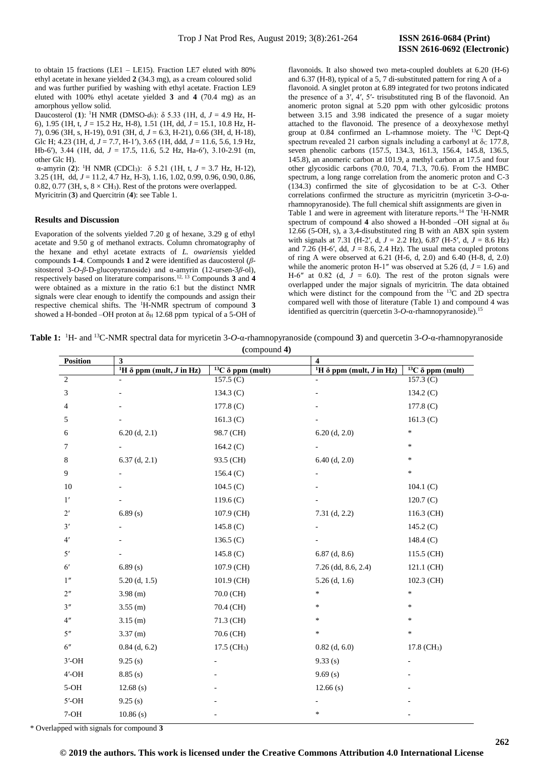to obtain 15 fractions (LE1 – LE15). Fraction LE7 eluted with 80% ethyl acetate in hexane yielded **2** (34.3 mg), as a cream coloured solid and was further purified by washing with ethyl acetate. Fraction LE9 eluted with 100% ethyl acetate yielded **3** and **4** (70.4 mg) as an amorphous yellow solid.

Daucosterol (**1**): $^1$H NMR (DMSO-$d_6$): δ 5.33 (1H, d, *J* = 4.9 Hz, H-6), 1.95 (1H, t, *J* = 15.2 Hz, H-8), 1.51 (1H, dd, *J* = 15.1, 10.8 Hz, H-7), 0.96 (3H, s, H-19), 0.91 (3H, d, *J* = 6.3, H-21), 0.66 (3H, d, H-18), Glc H; 4.23 (1H, d, *J* = 7.7, H-1′), 3.65 (1H, ddd, *J* = 11.6, 5.6, 1.9 Hz, Hb-6′), 3.44 (1H, dd, *J* = 17.5, 11.6, 5.2 Hz, Ha-6′), 3.10-2.91 (m, other Glc H).

α-amyrin (**2**): $^1$H NMR ($CDCl_3$): δ 5.21 (1H, t, *J* = 3.7 Hz, H-12), 3.25 (1H, dd, *J* = 11.2, 4.7 Hz, H-3), 1.16, 1.02, 0.99, 0.96, 0.90, 0.86, 0.82, 0.77 (3H, s, 8 × $CH_3$). Rest of the protons were overlapped.

Myricitrin (**3**) and Quercitrin (**4**): see Table 1.

## Results and Discussion

Evaporation of the solvents yielded 7.20 g of hexane, 3.29 g of ethyl acetate and 9.50 g of methanol extracts. Column chromatography of the hexane and ethyl acetate extracts of *L. owariensis* yielded compounds **1**-**4**. Compounds **1** and **2** were identified as daucosterol (*β*-sitosterol 3-*O*-*β*-D-glucopyranoside) and α-amyrin (12-ursen-3*β*-ol), respectively based on literature comparisons.[12, 13] Compounds **3** and **4** were obtained as a mixture in the ratio 6:1 but the distinct NMR signals were clear enough to identify the compounds and assign their respective chemical shifts. The $^1$H-NMR spectrum of compound **3** showed a H-bonded –OH proton at $\delta_H$ 12.68 ppm typical of a 5-OH of flavonoids. It also showed two meta-coupled doublets at 6.20 (H-6) and 6.37 (H-8), typical of a 5, 7 di-substituted pattern for ring A of a flavonoid. A singlet proton at 6.89 integrated for two protons indicated the presence of a 3′, 4′, 5′- trisubstituted ring B of the flavonoid. An anomeric proton signal at 5.20 ppm with other gylcosidic protons between 3.15 and 3.98 indicated the presence of a sugar moiety attached to the flavonoid. The presence of a deoxyhexose methyl group at 0.84 confirmed an L-rhamnose moiety. The $^{13}$C Dept-Q spectrum revealed 21 carbon signals including a carbonyl at $\delta_C$ 177.8, seven phenolic carbons (157.5, 134.3, 161.3, 156.4, 145.8, 136.5, 145.8), an anomeric carbon at 101.9, a methyl carbon at 17.5 and four other glycosidic carbons (70.0, 70.4, 71.3, 70.6). From the HMBC spectrum, a long range correlation from the anomeric proton and C-3 (134.3) confirmed the site of glycosidation to be at C-3. Other correlations confirmed the structure as myricitrin (myricetin 3-*O*-α-rhamnopyranoside). The full chemical shift assignments are given in Table 1 and were in agreement with literature reports.[14] The $^1$H-NMR spectrum of compound **4** also showed a H-bonded –OH signal at $\delta_H$ 12.66 (5-OH, s), a 3,4-disubstituted ring B with an ABX spin system with signals at 7.31 (H-2′, d, *J* = 2.2 Hz), 6.87 (H-5′, d, *J* = 8.6 Hz) and 7.26 (H-6′, dd, *J* = 8.6, 2.4 Hz). The usual meta coupled protons of ring A were observed at 6.21 (H-6, d, 2.0) and 6.40 (H-8, d, 2.0) while the anomeric proton H-1″ was observed at 5.26 (d, *J* = 1.6) and H-6″ at 0.82 (d, *J* = 6.0). The rest of the proton signals were overlapped under the major signals of myricitrin. The data obtained which were distinct for the compound from the $^{13}$C and 2D spectra compared well with those of literature (Table 1) and compound 4 was identified as quercitrin (quercetin 3-*O*-α-rhamnopyranoside).[15]

**Table 1:** $^1$H- and $^{13}$C-NMR spectral data for myricetin 3-*O*-α-rhamnopyranoside (compound **3**) and quercetin 3-*O*-α-rhamnopyranoside (compound **4**)

| Position | 3 | | 4 | |
|---|---|---|---|---|
| | $^1$H δ ppm (mult, *J* in Hz) | $^{13}$C δ ppm (mult) | $^1$H δ ppm (mult, *J* in Hz) | $^{13}$C δ ppm (mult) |
| 2 | - | 157.5 (C) | - | 157.3 (C) |
| 3 | - | 134.3 (C) | - | 134.2 (C) |
| 4 | - | 177.8 (C) | - | 177.8 (C) |
| 5 | - | 161.3 (C) | - | 161.3 (C) |
| 6 | 6.20 (d, 2.1) | 98.7 (CH) | 6.20 (d, 2.0) | * |
| 7 | - | 164.2 (C) | - | * |
| 8 | 6.37 (d, 2.1) | 93.5 (CH) | 6.40 (d, 2.0) | * |
| 9 | - | 156.4 (C) | - | * |
| 10 | - | 104.5 (C) | - | 104.1 (C) |
| 1′ | - | 119.6 (C) | - | 120.7 (C) |
| 2′ | 6.89 (s) | 107.9 (CH) | 7.31 (d, 2.2) | 116.3 (CH) |
| 3′ | - | 145.8 (C) | - | 145.2 (C) |
| 4′ | - | 136.5 (C) | - | 148.4 (C) |
| 5′ | - | 145.8 (C) | 6.87 (d, 8.6) | 115.5 (CH) |
| 6′ | 6.89 (s) | 107.9 (CH) | 7.26 (dd, 8.6, 2.4) | 121.1 (CH) |
| 1″ | 5.20 (d, 1.5) | 101.9 (CH) | 5.26 (d, 1.6) | 102.3 (CH) |
| 2″ | 3.98 (m) | 70.0 (CH) | * | * |
| 3″ | 3.55 (m) | 70.4 (CH) | * | * |
| 4″ | 3.15 (m) | 71.3 (CH) | * | * |
| 5″ | 3.37 (m) | 70.6 (CH) | * | * |
| 6″ | 0.84 (d, 6.2) | 17.5 ($CH_3$) | 0.82 (d, 6.0) | 17.8 ($CH_3$) |
| 3′-OH | 9.25 (s) | - | 9.33 (s) | - |
| 4′-OH | 8.85 (s) | - | 9.69 (s) | - |
| 5-OH | 12.68 (s) | - | 12.66 (s) | - |
| 5′-OH | 9.25 (s) | - | - | - |
| 7-OH | 10.86 (s) | - | * | - |

\* Overlapped with signals for compound **3**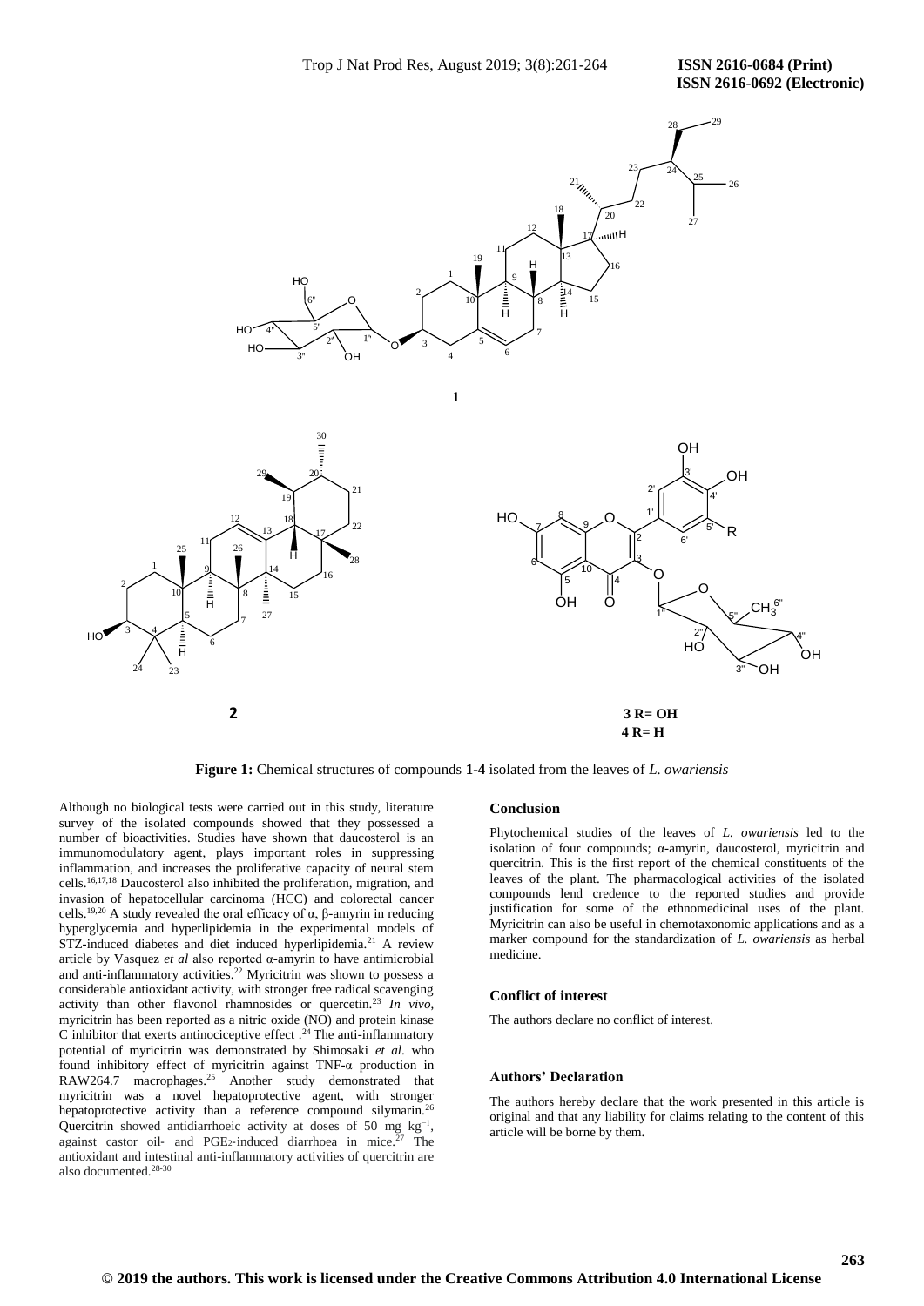**Figure 1:** Chemical structures of compounds **1**-**4** isolated from the leaves of *L. owariensis*

Although no biological tests were carried out in this study, literature survey of the isolated compounds showed that they possessed a number of bioactivities. Studies have shown that daucosterol is an immunomodulatory agent, plays important roles in suppressing inflammation, and increases the proliferative capacity of neural stem cells.[16,17,18] Daucosterol also inhibited the proliferation, migration, and invasion of hepatocellular carcinoma (HCC) and colorectal cancer cells.[19,20] A study revealed the oral efficacy of α, β-amyrin in reducing hyperglycemia and hyperlipidemia in the experimental models of STZ-induced diabetes and diet induced hyperlipidemia.[21] A review article by Vasquez *et al* also reported α-amyrin to have antimicrobial and anti-inflammatory activities.[22] Myricitrin was shown to possess a considerable antioxidant activity, with stronger free radical scavenging activity than other flavonol rhamnosides or quercetin.[23] *In vivo*, myricitrin has been reported as a nitric oxide (NO) and protein kinase C inhibitor that exerts antinociceptive effect .[24] The anti-inflammatory potential of myricitrin was demonstrated by Shimosaki *et al.* who found inhibitory effect of myricitrin against TNF-α production in RAW264.7 macrophages.[25] Another study demonstrated that myricitrin was a novel hepatoprotective agent, with stronger hepatoprotective activity than a reference compound silymarin.[26] Quercitrin showed antidiarrhoeic activity at doses of 50 mg $kg^{-1}$, against castor oil- and $PGE_2$-induced diarrhoea in mice.[27] The antioxidant and intestinal anti-inflammatory activities of quercitrin are also documented.[28-30]

## Conclusion

Phytochemical studies of the leaves of *L. owariensis* led to the isolation of four compounds; α-amyrin, daucosterol, myricitrin and quercitrin. This is the first report of the chemical constituents of the leaves of the plant. The pharmacological activities of the isolated compounds lend credence to the reported studies and provide justification for some of the ethnomedicinal uses of the plant. Myricitrin can also be useful in chemotaxonomic applications and as a marker compound for the standardization of *L. owariensis* as herbal medicine.

## Conflict of interest

The authors declare no conflict of interest.

## Authors' Declaration

The authors hereby declare that the work presented in this article is original and that any liability for claims relating to the content of this article will be borne by them.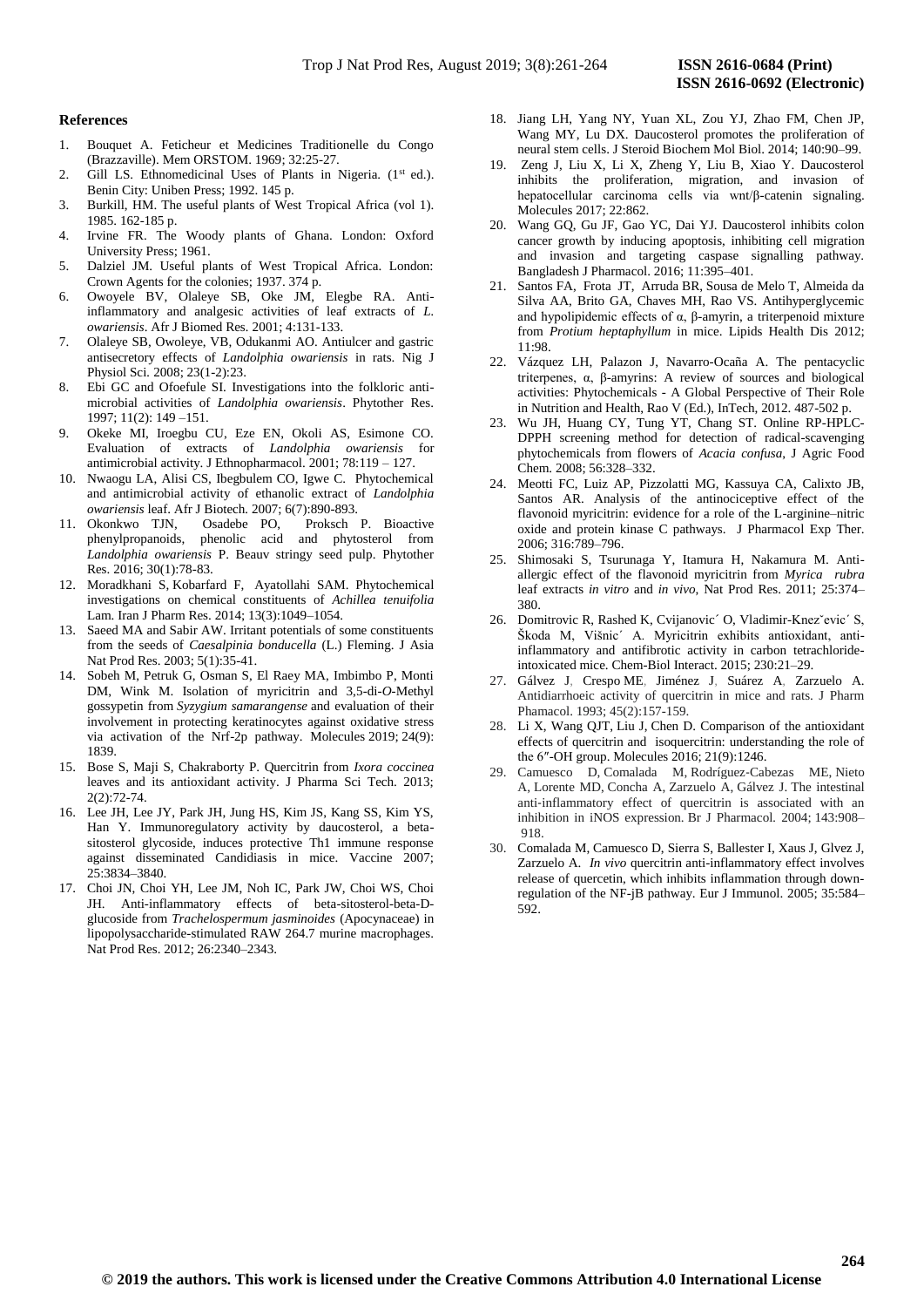## References

1. Bouquet A. Feticheur et Medicines Traditionelle du Congo (Brazzaville). Mem ORSTOM. 1969; 32:25-27.
2. Gill LS. Ethnomedicinal Uses of Plants in Nigeria. (1st ed.). Benin City: Uniben Press; 1992. 145 p.
3. Burkill, HM. The useful plants of West Tropical Africa (vol 1). 1985. 162-185 p.
4. Irvine FR. The Woody plants of Ghana. London: Oxford University Press; 1961.
5. Dalziel JM. Useful plants of West Tropical Africa. London: Crown Agents for the colonies; 1937. 374 p.
6. Owoyele BV, Olaleye SB, Oke JM, Elegbe RA. Anti-inflammatory and analgesic activities of leaf extracts of *L. owariensis*. Afr J Biomed Res. 2001; 4:131-133.
7. Olaleye SB, Owoleye, VB, Odukanmi AO. Antiulcer and gastric antisecretory effects of *Landolphia owariensis* in rats. Nig J Physiol Sci. 2008; 23(1-2):23.
8. Ebi GC and Ofoefule SI. Investigations into the folkloric anti-microbial activities of *Landolphia owariensis*. Phytother Res. 1997; 11(2): 149 –151.
9. Okeke MI, Iroegbu CU, Eze EN, Okoli AS, Esimone CO. Evaluation of extracts of *Landolphia owariensis* for antimicrobial activity. J Ethnopharmacol. 2001; 78:119 – 127.
10. Nwaogu LA, Alisi CS, Ibegbulem CO, Igwe C. Phytochemical and antimicrobial activity of ethanolic extract of *Landolphia owariensis* leaf. Afr J Biotech. 2007; 6(7):890-893.
11. Okonkwo TJN, Osadebe PO, Proksch P. Bioactive phenylpropanoids, phenolic acid and phytosterol from *Landolphia owariensis* P. Beauv stringy seed pulp. Phytother Res. 2016; 30(1):78-83.
12. Moradkhani S, Kobarfard F, Ayatollahi SAM. Phytochemical investigations on chemical constituents of *Achillea tenuifolia* Lam. Iran J Pharm Res. 2014; 13(3):1049–1054.
13. Saeed MA and Sabir AW. Irritant potentials of some constituents from the seeds of *Caesalpinia bonducella* (L.) Fleming. J Asia Nat Prod Res. 2003; 5(1):35-41.
14. Sobeh M, Petruk G, Osman S, El Raey MA, Imbimbo P, Monti DM, Wink M. Isolation of myricitrin and 3,5-di-*O*-Methyl gossypetin from *Syzygium samarangense* and evaluation of their involvement in protecting keratinocytes against oxidative stress via activation of the Nrf-2p pathway. Molecules 2019; 24(9): 1839.
15. Bose S, Maji S, Chakraborty P. Quercitrin from *Ixora coccinea* leaves and its antioxidant activity. J Pharma Sci Tech. 2013; 2(2):72-74.
16. Lee JH, Lee JY, Park JH, Jung HS, Kim JS, Kang SS, Kim YS, Han Y. Immunoregulatory activity by daucosterol, a beta-sitosterol glycoside, induces protective Th1 immune response against disseminated Candidiasis in mice. Vaccine 2007; 25:3834–3840.
17. Choi JN, Choi YH, Lee JM, Noh IC, Park JW, Choi WS, Choi JH. Anti-inflammatory effects of beta-sitosterol-beta-D-glucoside from *Trachelospermum jasminoides* (Apocynaceae) in lipopolysaccharide-stimulated RAW 264.7 murine macrophages. Nat Prod Res. 2012; 26:2340–2343.
18. Jiang LH, Yang NY, Yuan XL, Zou YJ, Zhao FM, Chen JP, Wang MY, Lu DX. Daucosterol promotes the proliferation of neural stem cells. J Steroid Biochem Mol Biol. 2014; 140:90–99.
19. Zeng J, Liu X, Li X, Zheng Y, Liu B, Xiao Y. Daucosterol inhibits the proliferation, migration, and invasion of hepatocellular carcinoma cells via wnt/β-catenin signaling. Molecules 2017; 22:862.
20. Wang GQ, Gu JF, Gao YC, Dai YJ. Daucosterol inhibits colon cancer growth by inducing apoptosis, inhibiting cell migration and invasion and targeting caspase signalling pathway. Bangladesh J Pharmacol. 2016; 11:395–401.
21. Santos FA, Frota JT, Arruda BR, Sousa de Melo T, Almeida da Silva AA, Brito GA, Chaves MH, Rao VS. Antihyperglycemic and hypolipidemic effects of α, β-amyrin, a triterpenoid mixture from *Protium heptaphyllum* in mice. Lipids Health Dis 2012; 11:98.
22. Vázquez LH, Palazon J, Navarro-Ocaña A. The pentacyclic triterpenes, α, β-amyrins: A review of sources and biological activities: Phytochemicals - A Global Perspective of Their Role in Nutrition and Health, Rao V (Ed.), InTech, 2012. 487-502 p.
23. Wu JH, Huang CY, Tung YT, Chang ST. Online RP-HPLC-DPPH screening method for detection of radical-scavenging phytochemicals from flowers of *Acacia confusa*, J Agric Food Chem. 2008; 56:328–332.
24. Meotti FC, Luiz AP, Pizzolatti MG, Kassuya CA, Calixto JB, Santos AR. Analysis of the antinociceptive effect of the flavonoid myricitrin: evidence for a role of the L-arginine–nitric oxide and protein kinase C pathways. J Pharmacol Exp Ther. 2006; 316:789–796.
25. Shimosaki S, Tsurunaga Y, Itamura H, Nakamura M. Anti-allergic effect of the flavonoid myricitrin from *Myrica rubra* leaf extracts *in vitro* and *in vivo*, Nat Prod Res. 2011; 25:374–380.
26. Domitrovic R, Rashed K, Cvijanovic´ O, Vladimir-Knezˇevic´ S, Škoda M, Višnic´ A. Myricitrin exhibits antioxidant, anti-inflammatory and antifibrotic activity in carbon tetrachloride-intoxicated mice. Chem-Biol Interact. 2015; 230:21–29.
27. Gálvez J, Crespo ME, Jiménez J, Suárez A, Zarzuelo A. Antidiarrhoeic activity of quercitrin in mice and rats. J Pharm Phamacol. 1993; 45(2):157-159.
28. Li X, Wang QJT, Liu J, Chen D. Comparison of the antioxidant effects of quercitrin and isoquercitrin: understanding the role of the 6″-OH group. Molecules 2016; 21(9):1246.
29. Camuesco D, Comalada M, Rodríguez-Cabezas ME, Nieto A, Lorente MD, Concha A, Zarzuelo A, Gálvez J. The intestinal anti-inflammatory effect of quercitrin is associated with an inhibition in iNOS expression. Br J Pharmacol. 2004; 143:908–918.
30. Comalada M, Camuesco D, Sierra S, Ballester I, Xaus J, Glvez J, Zarzuelo A. *In vivo* quercitrin anti-inflammatory effect involves release of quercetin, which inhibits inflammation through down-regulation of the NF-jB pathway. Eur J Immunol. 2005; 35:584–592.